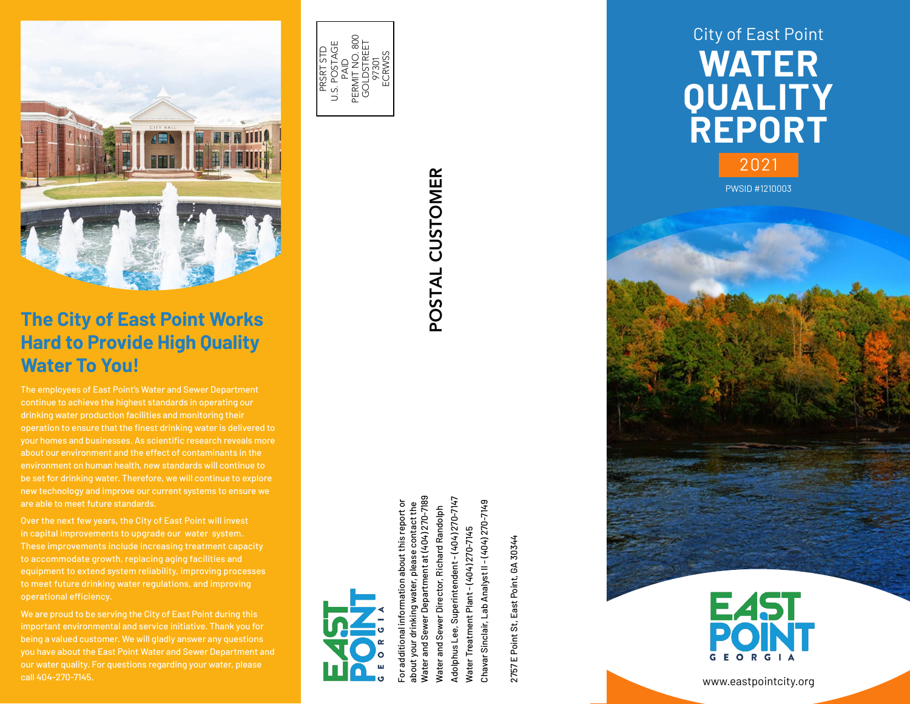# City of East Point WATER QUALITY REPORT

**2021**

PWSID #1210003

www.eastpointcity.org

## The City of East Point Works Hard to Provide High Quality Water To You!

The employees of East Point's Water and Sewer Department continue to achieve the highest standards in operating our drinking water production facilities and monitoring their operation to ensure that the finest drinking water is delivered to your homes and businesses. As scientific research reveals more about our environment and the effect of contaminants in the environment on human health, new standards will continue to be set for drinking water. Therefore, we will continue to explore new technology and improve our current systems to ensure we are able to meet future standards.

Over the next few years, the City of East Point will invest in capital improvements to upgrade our water system. These improvements include increasing treatment capacity to accommodate growth, replacing aging facilities and equipment to extend system reliability, improving processes to meet future drinking water regulations, and improving operational efficiency.

We are proud to be serving the City of East Point during this important environmental and service initiative. Thank you for being a valued customer. We will gladly answer any questions you have about the East Point Water and Sewer Department and our water quality. For questions regarding your water, please call 404-270-7145.

PRSRT STD
U.S. POSTAGE
PAID
PERMIT NO. 800
GOLDSTREET
97301
ECRWSS

**POSTAL CUSTOMER**

EAST POINT GEORGIA

For additional information about this report or about your drinking water, please contact the Water and Sewer Department at (404) 270-7189

Water and Sewer Director, Richard Randolph

Adolphus Lee, Superintendent - (404) 270-7147

Water Treatment Plant - (404) 270-7145

Chavar Sinclair, Lab Analyst II - (404) 270-7149

2757 E Point St, East Point, GA 30344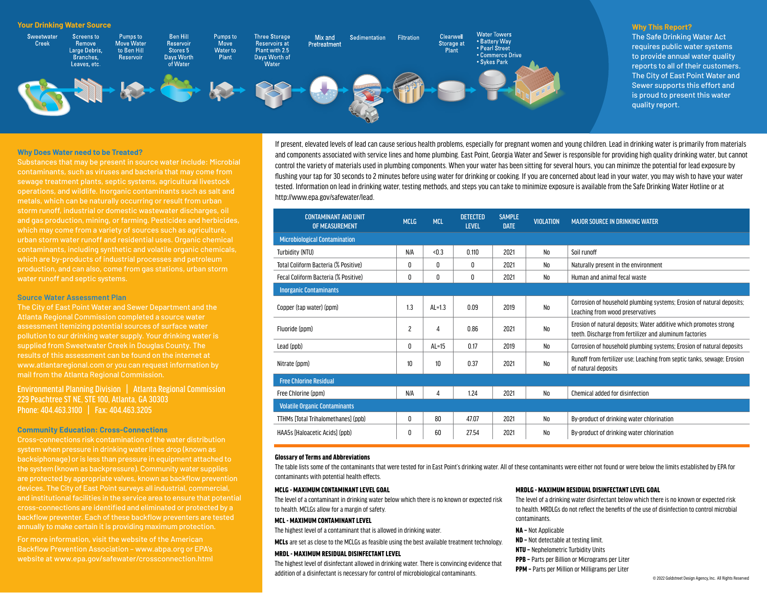## Your Drinking Water Source

Sweetwater Creek → Screens to Remove Large Debris, Branches, Leaves, etc. → Pumps to Move Water to Ben Hill Reservoir → Ben Hill Reservoir Stores 5 Days Worth of Water → Pumps to Move Water to Plant → Three Storage Reservoirs at Plant with 2.5 Days Worth of Water → Mix and Pretreatment → Sedimentation → Filtration → Clearwell Storage at Plant → Water Towers

- Battery Way
- Pearl Street
- Commerce Drive
- Sykes Park

## Why This Report?

The Safe Drinking Water Act requires public water systems to provide annual water quality reports to all of their customers. The City of East Point Water and Sewer supports this effort and is proud to present this water quality report.

## Why Does Water need to be Treated?

Substances that may be present in source water include: Microbial contaminants, such as viruses and bacteria that may come from sewage treatment plants, septic systems, agricultural livestock operations, and wildlife. Inorganic contaminants such as salt and metals, which can be naturally occurring or result from urban storm runoff, industrial or domestic wastewater discharges, oil and gas production, mining, or farming. Pesticides and herbicides, which may come from a variety of sources such as agriculture, urban storm water runoff and residential uses. Organic chemical contaminants, including synthetic and volatile organic chemicals, which are by-products of industrial processes and petroleum production, and can also, come from gas stations, urban storm water runoff and septic systems.

## Source Water Assessment Plan

The City of East Point Water and Sewer Department and the Atlanta Regional Commission completed a source water assessment itemizing potential sources of surface water pollution to our drinking water supply. Your drinking water is supplied from Sweetwater Creek in Douglas County. The results of this assessment can be found on the internet at www.atlantaregional.com or you can request information by mail from the Atlanta Regional Commission.

Environmental Planning Division | Atlanta Regional Commission
229 Peachtree ST NE, STE 100, Atlanta, GA 30303
Phone: 404.463.3100 | Fax: 404.463.3205

## Community Education: Cross-Connections

Cross-connections risk contamination of the water distribution system when pressure in drinking water lines drop (known as backsiphonage) or is less than pressure in equipment attached to the system (known as backpressure). Community water supplies are protected by appropriate valves, known as backflow prevention devices. The City of East Point surveys all industrial, commercial, and institutional facilities in the service area to ensure that potential cross-connections are identified and eliminated or protected by a backflow preventer. Each of these backflow preventers are tested annually to make certain it is providing maximum protection.

For more information, visit the website of the American Backflow Prevention Association – www.abpa.org or EPA's website at www.epa.gov/safewater/crossconnection.html

If present, elevated levels of lead can cause serious health problems, especially for pregnant women and young children. Lead in drinking water is primarily from materials and components associated with service lines and home plumbing. East Point, Georgia Water and Sewer is responsible for providing high quality drinking water, but cannot control the variety of materials used in plumbing components. When your water has been sitting for several hours, you can minimze the potential for lead exposure by flushing your tap for 30 seconds to 2 minutes before using water for drinking or cooking. If you are concerned about lead in your water, you may wish to have your water tested. Information on lead in drinking water, testing methods, and steps you can take to minimize exposure is available from the Safe Drinking Water Hotline or at http://www.epa.gov/safewater/lead.

| CONTAMINANT AND UNIT OF MEASUREMENT | MCLG | MCL | DETECTED LEVEL | SAMPLE DATE | VIOLATION | MAJOR SOURCE IN DRINKING WATER |
|---|---|---|---|---|---|---|
| **Microbiological Contamination** | | | | | | |
| Turbidity (NTU) | N/A | <0.3 | 0.110 | 2021 | No | Soil runoff |
| Total Coliform Bacteria (% Positive) | 0 | 0 | 0 | 2021 | No | Naturally present in the environment |
| Fecal Coliform Bacteria (% Positive) | 0 | 0 | 0 | 2021 | No | Human and animal fecal waste |
| **Inorganic Contaminants** | | | | | | |
| Copper (tap water) (ppm) | 1.3 | AL=1.3 | 0.09 | 2019 | No | Corrosion of household plumbing systems; Erosion of natural deposits; Leaching from wood preservatives |
| Fluoride (ppm) | 2 | 4 | 0.86 | 2021 | No | Erosion of natural deposits; Water additive which promotes strong teeth. Discharge from fertilizer and aluminum factories |
| Lead (ppb) | 0 | AL=15 | 0.17 | 2019 | No | Corrosion of household plumbing systems; Erosion of natural deposits |
| Nitrate (ppm) | 10 | 10 | 0.37 | 2021 | No | Runoff from fertilizer use; Leaching from septic tanks, sewage; Erosion of natural deposits |
| **Free Chlorine Residual** | | | | | | |
| Free Chlorine (ppm) | N/A | 4 | 1.24 | 2021 | No | Chemical added for disinfection |
| **Volatile Organic Contaminants** | | | | | | |
| TTHMs [Total Trihalomethanes] (ppb) | 0 | 80 | 47.07 | 2021 | No | By-product of drinking water chlorination |
| HAA5s [Haloacetic Acids] (ppb) | 0 | 60 | 27.54 | 2021 | No | By-product of drinking water chlorination |

### Glossary of Terms and Abbreviations

The table lists some of the contaminants that were tested for in East Point's drinking water. All of these contaminants were either not found or were below the limits established by EPA for contaminants with potential health effects.

**MCLG - MAXIMUM CONTAMINANT LEVEL GOAL**
The level of a contaminant in drinking water below which there is no known or expected risk to health. MCLGs allow for a margin of safety.

**MCL - MAXIMUM CONTAMINANT LEVEL**
The highest level of a contaminant that is allowed in drinking water.

**MCLs** are set as close to the MCLGs as feasible using the best available treatment technology.

**MRDL - MAXIMUM RESIDUAL DISINFECTANT LEVEL**
The highest level of disinfectant allowed in drinking water. There is convincing evidence that addition of a disinfectant is necessary for control of microbiological contaminants.

**MRDLG - MAXIMUM RESIDUAL DISINFECTANT LEVEL GOAL**
The level of a drinking water disinfectant below which there is no known or expected risk to health. MRDLGs do not reflect the benefits of the use of disinfection to control microbial contaminants.

**NA –** Not Applicable
**ND –** Not detectable at testing limit.
**NTU –** Nephelometric Turbidity Units
**PPB –** Parts per Billion or Micrograms per Liter
**PPM –** Parts per Million or Milligrams per Liter

© 2022 Goldstreet Design Agency, Inc. All Rights Reserved